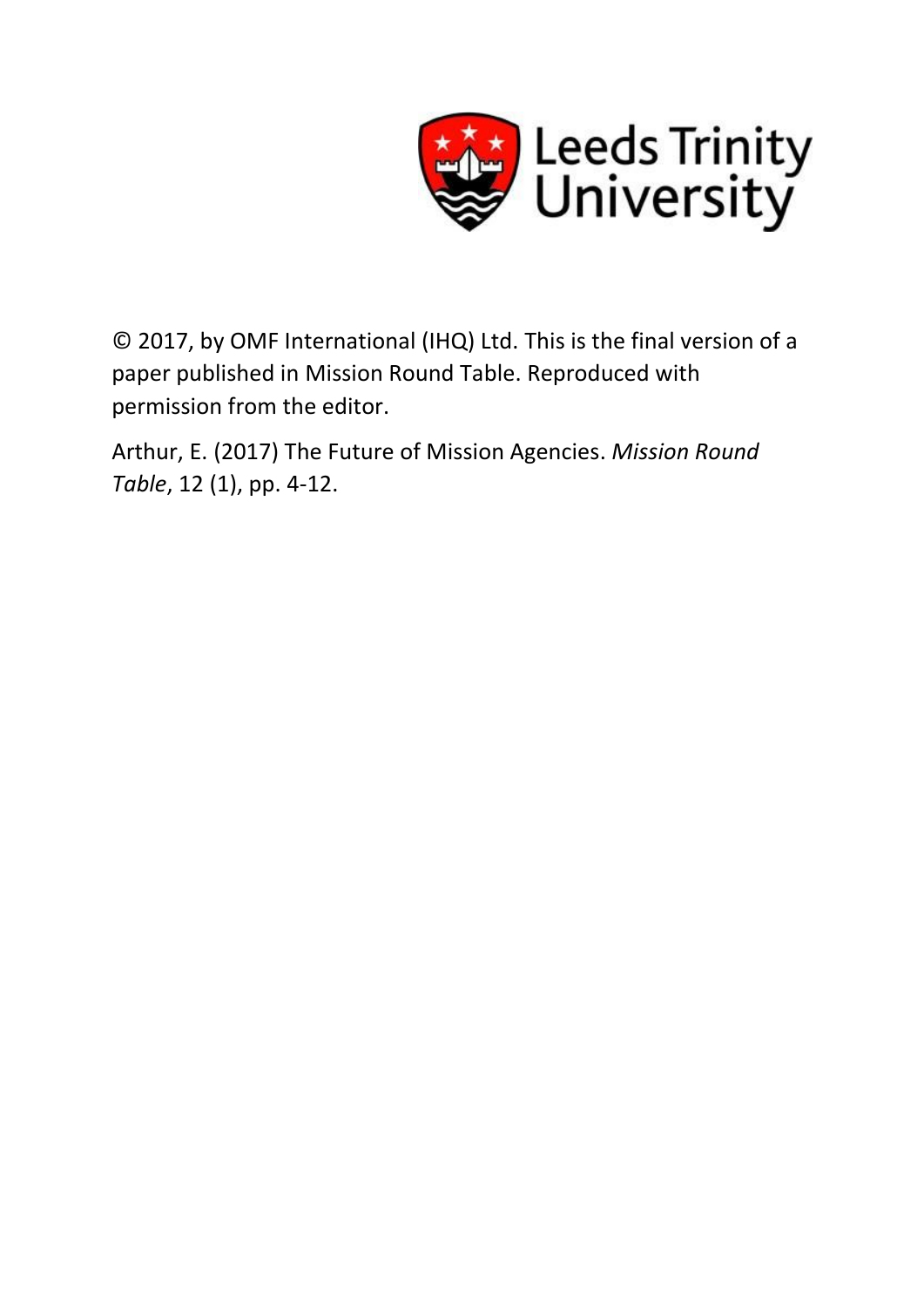Leeds Trinity University

© 2017, by OMF International (IHQ) Ltd. This is the final version of a paper published in Mission Round Table. Reproduced with permission from the editor.

Arthur, E. (2017) The Future of Mission Agencies. *Mission Round Table*, 12 (1), pp. 4-12.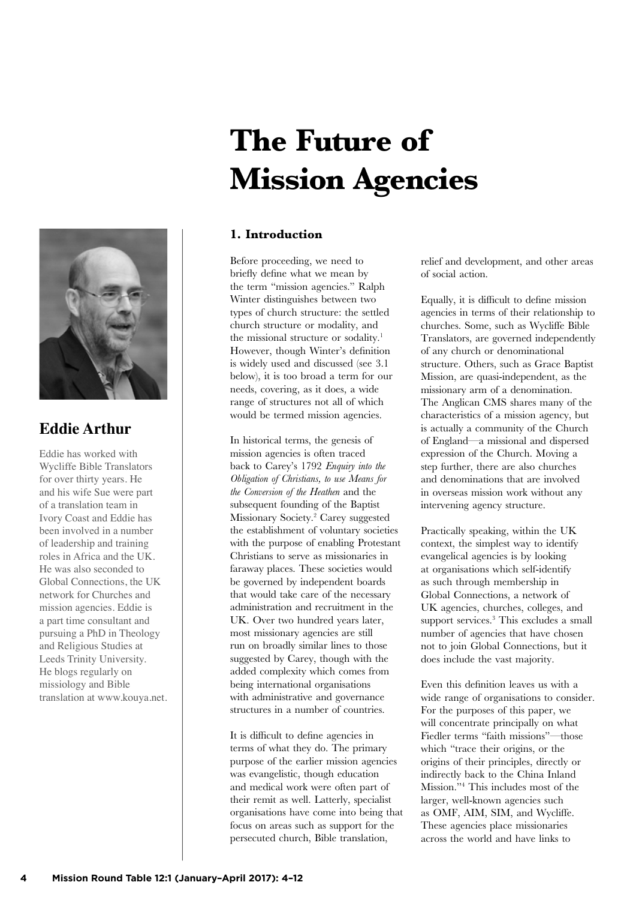# The Future of Mission Agencies

## Eddie Arthur

Eddie has worked with Wycliffe Bible Translators for over thirty years. He and his wife Sue were part of a translation team in Ivory Coast and Eddie has been involved in a number of leadership and training roles in Africa and the UK. He was also seconded to Global Connections, the UK network for Churches and mission agencies. Eddie is a part time consultant and pursuing a PhD in Theology and Religious Studies at Leeds Trinity University. He blogs regularly on missiology and Bible translation at www.kouya.net.

### 1. Introduction

Before proceeding, we need to briefly define what we mean by the term "mission agencies." Ralph Winter distinguishes between two types of church structure: the settled church structure or modality, and the missional structure or sodality.[1] However, though Winter's definition is widely used and discussed (see 3.1 below), it is too broad a term for our needs, covering, as it does, a wide range of structures not all of which would be termed mission agencies.

In historical terms, the genesis of mission agencies is often traced back to Carey's 1792 *Enquiry into the Obligation of Christians, to use Means for the Conversion of the Heathen* and the subsequent founding of the Baptist Missionary Society.[2] Carey suggested the establishment of voluntary societies with the purpose of enabling Protestant Christians to serve as missionaries in faraway places. These societies would be governed by independent boards that would take care of the necessary administration and recruitment in the UK. Over two hundred years later, most missionary agencies are still run on broadly similar lines to those suggested by Carey, though with the added complexity which comes from being international organisations with administrative and governance structures in a number of countries.

It is difficult to define agencies in terms of what they do. The primary purpose of the earlier mission agencies was evangelistic, though education and medical work were often part of their remit as well. Latterly, specialist organisations have come into being that focus on areas such as support for the persecuted church, Bible translation, relief and development, and other areas of social action.

Equally, it is difficult to define mission agencies in terms of their relationship to churches. Some, such as Wycliffe Bible Translators, are governed independently of any church or denominational structure. Others, such as Grace Baptist Mission, are quasi-independent, as the missionary arm of a denomination. The Anglican CMS shares many of the characteristics of a mission agency, but is actually a community of the Church of England—a missional and dispersed expression of the Church. Moving a step further, there are also churches and denominations that are involved in overseas mission work without any intervening agency structure.

Practically speaking, within the UK context, the simplest way to identify evangelical agencies is by looking at organisations which self-identify as such through membership in Global Connections, a network of UK agencies, churches, colleges, and support services.[3] This excludes a small number of agencies that have chosen not to join Global Connections, but it does include the vast majority.

Even this definition leaves us with a wide range of organisations to consider. For the purposes of this paper, we will concentrate principally on what Fiedler terms "faith missions"—those which "trace their origins, or the origins of their principles, directly or indirectly back to the China Inland Mission."[4] This includes most of the larger, well-known agencies such as OMF, AIM, SIM, and Wycliffe. These agencies place missionaries across the world and have links to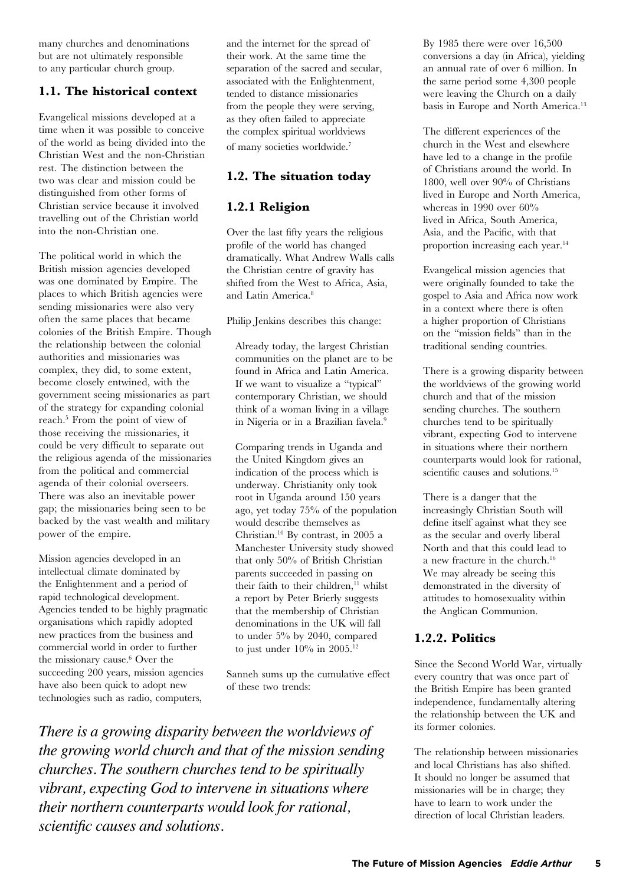many churches and denominations but are not ultimately responsible to any particular church group.

## 1.1. The historical context

Evangelical missions developed at a time when it was possible to conceive of the world as being divided into the Christian West and the non-Christian rest. The distinction between the two was clear and mission could be distinguished from other forms of Christian service because it involved travelling out of the Christian world into the non-Christian one.

The political world in which the British mission agencies developed was one dominated by Empire. The places to which British agencies were sending missionaries were also very often the same places that became colonies of the British Empire. Though the relationship between the colonial authorities and missionaries was complex, they did, to some extent, become closely entwined, with the government seeing missionaries as part of the strategy for expanding colonial reach.[5] From the point of view of those receiving the missionaries, it could be very difficult to separate out the religious agenda of the missionaries from the political and commercial agenda of their colonial overseers. There was also an inevitable power gap; the missionaries being seen to be backed by the vast wealth and military power of the empire.

Mission agencies developed in an intellectual climate dominated by the Enlightenment and a period of rapid technological development. Agencies tended to be highly pragmatic organisations which rapidly adopted new practices from the business and commercial world in order to further the missionary cause.[6] Over the succeeding 200 years, mission agencies have also been quick to adopt new technologies such as radio, computers, and the internet for the spread of their work. At the same time the separation of the sacred and secular, associated with the Enlightenment, tended to distance missionaries from the people they were serving, as they often failed to appreciate the complex spiritual worldviews of many societies worldwide.[7]

## 1.2. The situation today

### 1.2.1 Religion

Over the last fifty years the religious profile of the world has changed dramatically. What Andrew Walls calls the Christian centre of gravity has shifted from the West to Africa, Asia, and Latin America.[8]

Philip Jenkins describes this change:

> Already today, the largest Christian communities on the planet are to be found in Africa and Latin America. If we want to visualize a "typical" contemporary Christian, we should think of a woman living in a village in Nigeria or in a Brazilian favela.[9]

> Comparing trends in Uganda and the United Kingdom gives an indication of the process which is underway. Christianity only took root in Uganda around 150 years ago, yet today 75% of the population would describe themselves as Christian.[10] By contrast, in 2005 a Manchester University study showed that only 50% of British Christian parents succeeded in passing on their faith to their children,[11] whilst a report by Peter Brierly suggests that the membership of Christian denominations in the UK will fall to under 5% by 2040, compared to just under 10% in 2005.[12]

Sanneh sums up the cumulative effect of these two trends:

> By 1985 there were over 16,500 conversions a day (in Africa), yielding an annual rate of over 6 million. In the same period some 4,300 people were leaving the Church on a daily basis in Europe and North America.[13]

The different experiences of the church in the West and elsewhere have led to a change in the profile of Christians around the world. In 1800, well over 90% of Christians lived in Europe and North America, whereas in 1990 over 60% lived in Africa, South America, Asia, and the Pacific, with that proportion increasing each year.[14]

Evangelical mission agencies that were originally founded to take the gospel to Asia and Africa now work in a context where there is often a higher proportion of Christians on the "mission fields" than in the traditional sending countries.

There is a growing disparity between the worldviews of the growing world church and that of the mission sending churches. The southern churches tend to be spiritually vibrant, expecting God to intervene in situations where their northern counterparts would look for rational, scientific causes and solutions.[15]

There is a danger that the increasingly Christian South will define itself against what they see as the secular and overly liberal North and that this could lead to a new fracture in the church.[16] We may already be seeing this demonstrated in the diversity of attitudes to homosexuality within the Anglican Communion.

*There is a growing disparity between the worldviews of the growing world church and that of the mission sending churches. The southern churches tend to be spiritually vibrant, expecting God to intervene in situations where their northern counterparts would look for rational, scientific causes and solutions.*

### 1.2.2. Politics

Since the Second World War, virtually every country that was once part of the British Empire has been granted independence, fundamentally altering the relationship between the UK and its former colonies.

The relationship between missionaries and local Christians has also shifted. It should no longer be assumed that missionaries will be in charge; they have to learn to work under the direction of local Christian leaders.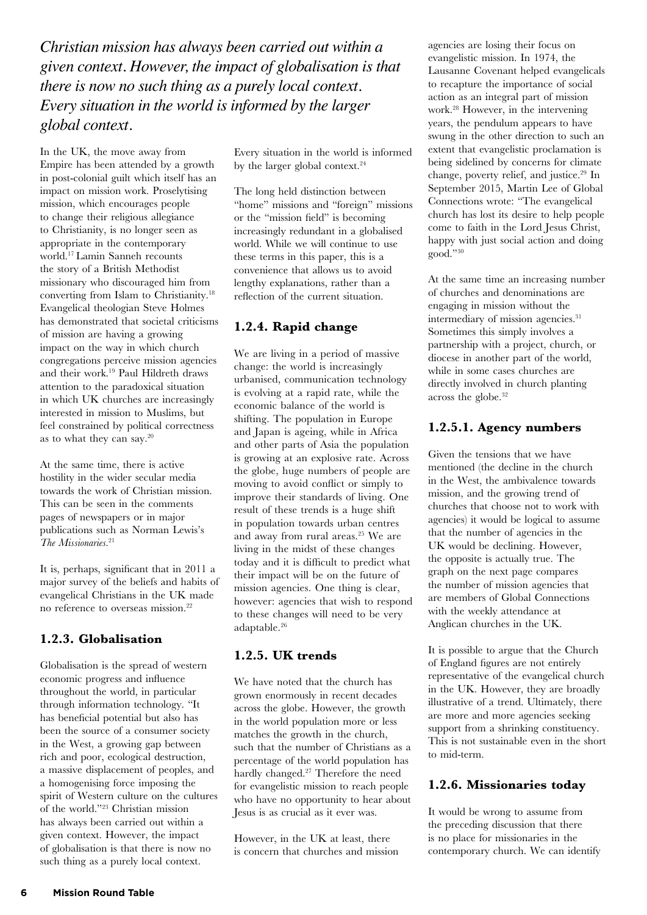*Christian mission has always been carried out within a given context. However, the impact of globalisation is that there is now no such thing as a purely local context. Every situation in the world is informed by the larger global context.*

In the UK, the move away from Empire has been attended by a growth in post-colonial guilt which itself has an impact on mission work. Proselytising mission, which encourages people to change their religious allegiance to Christianity, is no longer seen as appropriate in the contemporary world.[17] Lamin Sanneh recounts the story of a British Methodist missionary who discouraged him from converting from Islam to Christianity.[18] Evangelical theologian Steve Holmes has demonstrated that societal criticisms of mission are having a growing impact on the way in which church congregations perceive mission agencies and their work.[19] Paul Hildreth draws attention to the paradoxical situation in which UK churches are increasingly interested in mission to Muslims, but feel constrained by political correctness as to what they can say.[20]

At the same time, there is active hostility in the wider secular media towards the work of Christian mission. This can be seen in the comments pages of newspapers or in major publications such as Norman Lewis's *The Missionaries*.[21]

It is, perhaps, significant that in 2011 a major survey of the beliefs and habits of evangelical Christians in the UK made no reference to overseas mission.[22]

## 1.2.3. Globalisation

Globalisation is the spread of western economic progress and influence throughout the world, in particular through information technology. "It has beneficial potential but also has been the source of a consumer society in the West, a growing gap between rich and poor, ecological destruction, a massive displacement of peoples, and a homogenising force imposing the spirit of Western culture on the cultures of the world."[23] Christian mission has always been carried out within a given context. However, the impact of globalisation is that there is now no such thing as a purely local context. Every situation in the world is informed by the larger global context.[24]

The long held distinction between "home" missions and "foreign" missions or the "mission field" is becoming increasingly redundant in a globalised world. While we will continue to use these terms in this paper, this is a convenience that allows us to avoid lengthy explanations, rather than a reflection of the current situation.

## 1.2.4. Rapid change

We are living in a period of massive change: the world is increasingly urbanised, communication technology is evolving at a rapid rate, while the economic balance of the world is shifting. The population in Europe and Japan is ageing, while in Africa and other parts of Asia the population is growing at an explosive rate. Across the globe, huge numbers of people are moving to avoid conflict or simply to improve their standards of living. One result of these trends is a huge shift in population towards urban centres and away from rural areas.[25] We are living in the midst of these changes today and it is difficult to predict what their impact will be on the future of mission agencies. One thing is clear, however: agencies that wish to respond to these changes will need to be very adaptable.[26]

## 1.2.5. UK trends

We have noted that the church has grown enormously in recent decades across the globe. However, the growth in the world population more or less matches the growth in the church, such that the number of Christians as a percentage of the world population has hardly changed.[27] Therefore the need for evangelistic mission to reach people who have no opportunity to hear about Jesus is as crucial as it ever was.

However, in the UK at least, there is concern that churches and mission agencies are losing their focus on evangelistic mission. In 1974, the Lausanne Covenant helped evangelicals to recapture the importance of social action as an integral part of mission work.[28] However, in the intervening years, the pendulum appears to have swung in the other direction to such an extent that evangelistic proclamation is being sidelined by concerns for climate change, poverty relief, and justice.[29] In September 2015, Martin Lee of Global Connections wrote: "The evangelical church has lost its desire to help people come to faith in the Lord Jesus Christ, happy with just social action and doing good."[30]

At the same time an increasing number of churches and denominations are engaging in mission without the intermediary of mission agencies.[31] Sometimes this simply involves a partnership with a project, church, or diocese in another part of the world, while in some cases churches are directly involved in church planting across the globe.[32]

## 1.2.5.1. Agency numbers

Given the tensions that we have mentioned (the decline in the church in the West, the ambivalence towards mission, and the growing trend of churches that choose not to work with agencies) it would be logical to assume that the number of agencies in the UK would be declining. However, the opposite is actually true. The graph on the next page compares the number of mission agencies that are members of Global Connections with the weekly attendance at Anglican churches in the UK.

It is possible to argue that the Church of England figures are not entirely representative of the evangelical church in the UK. However, they are broadly illustrative of a trend. Ultimately, there are more and more agencies seeking support from a shrinking constituency. This is not sustainable even in the short to mid-term.

## 1.2.6. Missionaries today

It would be wrong to assume from the preceding discussion that there is no place for missionaries in the contemporary church. We can identify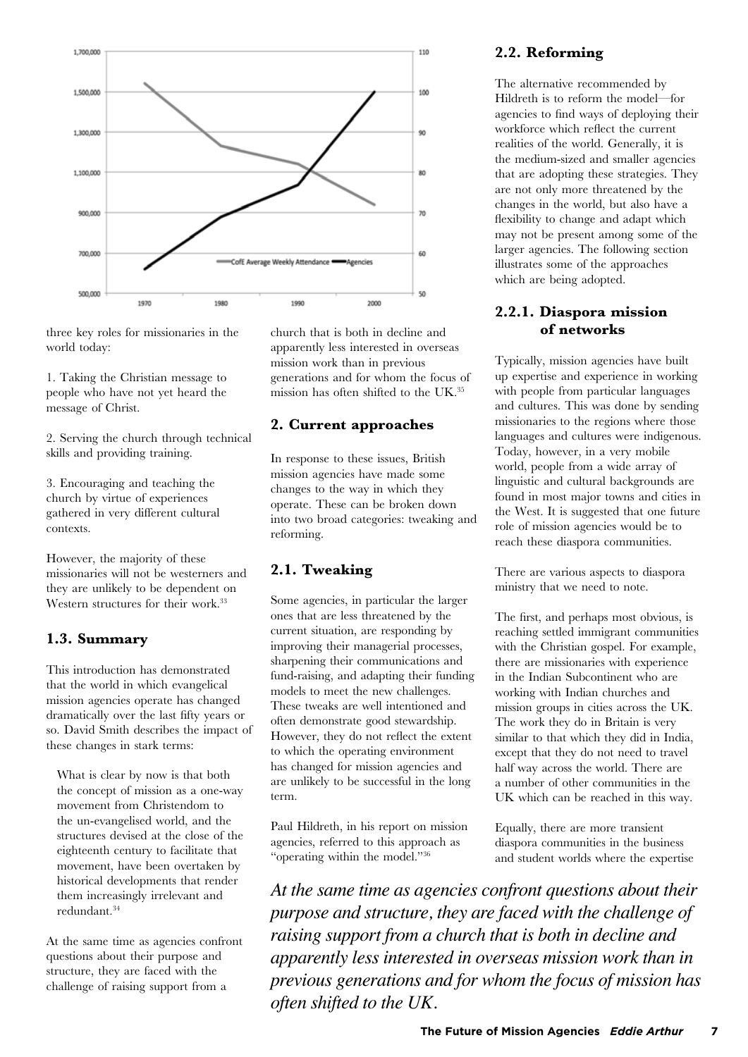three key roles for missionaries in the world today:

1. Taking the Christian message to people who have not yet heard the message of Christ.

2. Serving the church through technical skills and providing training.

3. Encouraging and teaching the church by virtue of experiences gathered in very different cultural contexts.

However, the majority of these missionaries will not be westerners and they are unlikely to be dependent on Western structures for their work.[33]

## 1.3. Summary

This introduction has demonstrated that the world in which evangelical mission agencies operate has changed dramatically over the last fifty years or so. David Smith describes the impact of these changes in stark terms:

> What is clear by now is that both the concept of mission as a one-way movement from Christendom to the un-evangelised world, and the structures devised at the close of the eighteenth century to facilitate that movement, have been overtaken by historical developments that render them increasingly irrelevant and redundant.[34]

At the same time as agencies confront questions about their purpose and structure, they are faced with the challenge of raising support from a church that is both in decline and apparently less interested in overseas mission work than in previous generations and for whom the focus of mission has often shifted to the UK.[35]

## 2. Current approaches

In response to these issues, British mission agencies have made some changes to the way in which they operate. These can be broken down into two broad categories: tweaking and reforming.

## 2.1. Tweaking

Some agencies, in particular the larger ones that are less threatened by the current situation, are responding by improving their managerial processes, sharpening their communications and fund-raising, and adapting their funding models to meet the new challenges. These tweaks are well intentioned and often demonstrate good stewardship. However, they do not reflect the extent to which the operating environment has changed for mission agencies and are unlikely to be successful in the long term.

Paul Hildreth, in his report on mission agencies, referred to this approach as "operating within the model."[36]

## 2.2. Reforming

The alternative recommended by Hildreth is to reform the model—for agencies to find ways of deploying their workforce which reflect the current realities of the world. Generally, it is the medium-sized and smaller agencies that are adopting these strategies. They are not only more threatened by the changes in the world, but also have a flexibility to change and adapt which may not be present among some of the larger agencies. The following section illustrates some of the approaches which are being adopted.

### 2.2.1. Diaspora mission of networks

Typically, mission agencies have built up expertise and experience in working with people from particular languages and cultures. This was done by sending missionaries to the regions where those languages and cultures were indigenous. Today, however, in a very mobile world, people from a wide array of linguistic and cultural backgrounds are found in most major towns and cities in the West. It is suggested that one future role of mission agencies would be to reach these diaspora communities.

There are various aspects to diaspora ministry that we need to note.

The first, and perhaps most obvious, is reaching settled immigrant communities with the Christian gospel. For example, there are missionaries with experience in the Indian Subcontinent who are working with Indian churches and mission groups in cities across the UK. The work they do in Britain is very similar to that which they did in India, except that they do not need to travel half way across the world. There are a number of other communities in the UK which can be reached in this way.

Equally, there are more transient diaspora communities in the business and student worlds where the expertise

*At the same time as agencies confront questions about their purpose and structure, they are faced with the challenge of raising support from a church that is both in decline and apparently less interested in overseas mission work than in previous generations and for whom the focus of mission has often shifted to the UK.*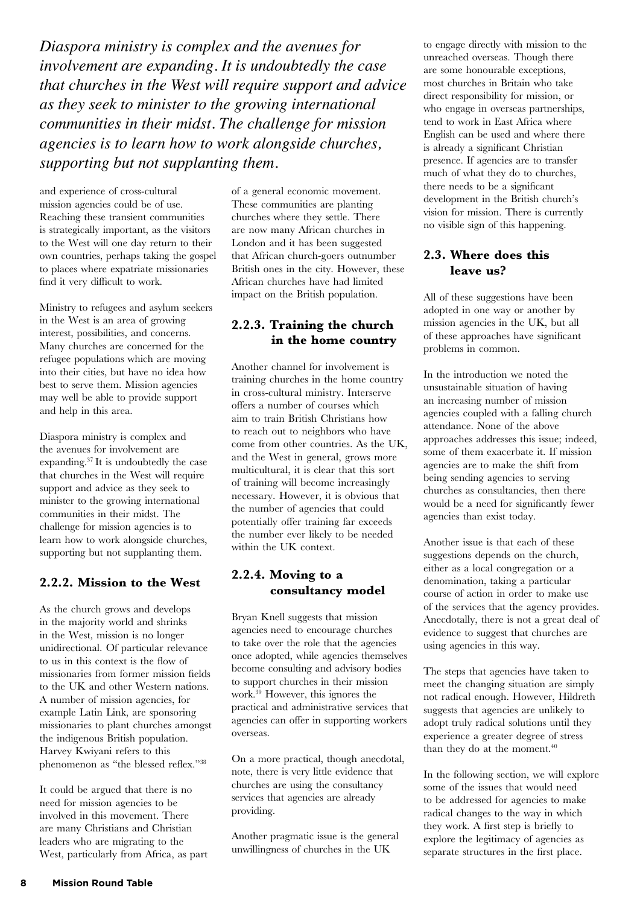*Diaspora ministry is complex and the avenues for involvement are expanding. It is undoubtedly the case that churches in the West will require support and advice as they seek to minister to the growing international communities in their midst. The challenge for mission agencies is to learn how to work alongside churches, supporting but not supplanting them.*

and experience of cross-cultural mission agencies could be of use. Reaching these transient communities is strategically important, as the visitors to the West will one day return to their own countries, perhaps taking the gospel to places where expatriate missionaries find it very difficult to work.

Ministry to refugees and asylum seekers in the West is an area of growing interest, possibilities, and concerns. Many churches are concerned for the refugee populations which are moving into their cities, but have no idea how best to serve them. Mission agencies may well be able to provide support and help in this area.

Diaspora ministry is complex and the avenues for involvement are expanding.[37] It is undoubtedly the case that churches in the West will require support and advice as they seek to minister to the growing international communities in their midst. The challenge for mission agencies is to learn how to work alongside churches, supporting but not supplanting them.

### 2.2.2. Mission to the West

As the church grows and develops in the majority world and shrinks in the West, mission is no longer unidirectional. Of particular relevance to us in this context is the flow of missionaries from former mission fields to the UK and other Western nations. A number of mission agencies, for example Latin Link, are sponsoring missionaries to plant churches amongst the indigenous British population. Harvey Kwiyani refers to this phenomenon as "the blessed reflex."[38]

It could be argued that there is no need for mission agencies to be involved in this movement. There are many Christians and Christian leaders who are migrating to the West, particularly from Africa, as part of a general economic movement. These communities are planting churches where they settle. There are now many African churches in London and it has been suggested that African church-goers outnumber British ones in the city. However, these African churches have had limited impact on the British population.

### 2.2.3. Training the church in the home country

Another channel for involvement is training churches in the home country in cross-cultural ministry. Interserve offers a number of courses which aim to train British Christians how to reach out to neighbors who have come from other countries. As the UK, and the West in general, grows more multicultural, it is clear that this sort of training will become increasingly necessary. However, it is obvious that the number of agencies that could potentially offer training far exceeds the number ever likely to be needed within the UK context.

### 2.2.4. Moving to a consultancy model

Bryan Knell suggests that mission agencies need to encourage churches to take over the role that the agencies once adopted, while agencies themselves become consulting and advisory bodies to support churches in their mission work.[39] However, this ignores the practical and administrative services that agencies can offer in supporting workers overseas.

On a more practical, though anecdotal, note, there is very little evidence that churches are using the consultancy services that agencies are already providing.

Another pragmatic issue is the general unwillingness of churches in the UK to engage directly with mission to the unreached overseas. Though there are some honourable exceptions, most churches in Britain who take direct responsibility for mission, or who engage in overseas partnerships, tend to work in East Africa where English can be used and where there is already a significant Christian presence. If agencies are to transfer much of what they do to churches, there needs to be a significant development in the British church's vision for mission. There is currently no visible sign of this happening.

## 2.3. Where does this leave us?

All of these suggestions have been adopted in one way or another by mission agencies in the UK, but all of these approaches have significant problems in common.

In the introduction we noted the unsustainable situation of having an increasing number of mission agencies coupled with a falling church attendance. None of the above approaches addresses this issue; indeed, some of them exacerbate it. If mission agencies are to make the shift from being sending agencies to serving churches as consultancies, then there would be a need for significantly fewer agencies than exist today.

Another issue is that each of these suggestions depends on the church, either as a local congregation or a denomination, taking a particular course of action in order to make use of the services that the agency provides. Anecdotally, there is not a great deal of evidence to suggest that churches are using agencies in this way.

The steps that agencies have taken to meet the changing situation are simply not radical enough. However, Hildreth suggests that agencies are unlikely to adopt truly radical solutions until they experience a greater degree of stress than they do at the moment.[40]

In the following section, we will explore some of the issues that would need to be addressed for agencies to make radical changes to the way in which they work. A first step is briefly to explore the legitimacy of agencies as separate structures in the first place.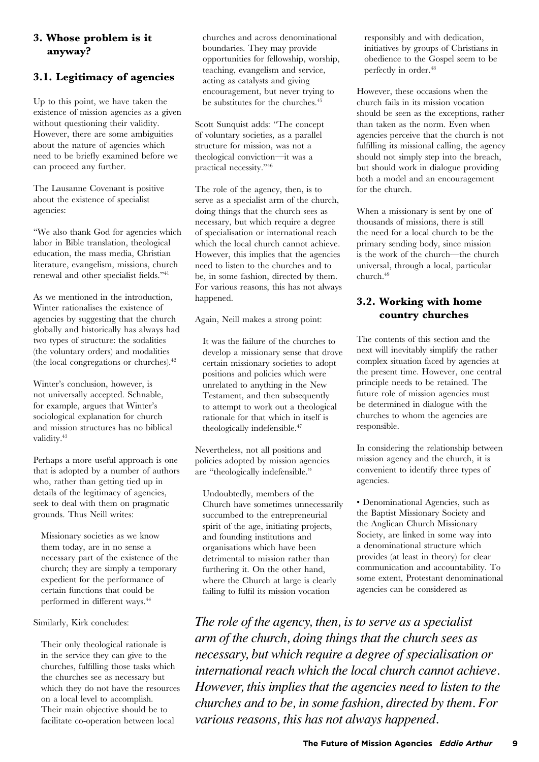## 3. Whose problem is it anyway?

### 3.1. Legitimacy of agencies

Up to this point, we have taken the existence of mission agencies as a given without questioning their validity. However, there are some ambiguities about the nature of agencies which need to be briefly examined before we can proceed any further.

The Lausanne Covenant is positive about the existence of specialist agencies:

"We also thank God for agencies which labor in Bible translation, theological education, the mass media, Christian literature, evangelism, missions, church renewal and other specialist fields."[41]

As we mentioned in the introduction, Winter rationalises the existence of agencies by suggesting that the church globally and historically has always had two types of structure: the sodalities (the voluntary orders) and modalities (the local congregations or churches).[42]

Winter's conclusion, however, is not universally accepted. Schnable, for example, argues that Winter's sociological explanation for church and mission structures has no biblical validity.[43]

Perhaps a more useful approach is one that is adopted by a number of authors who, rather than getting tied up in details of the legitimacy of agencies, seek to deal with them on pragmatic grounds. Thus Neill writes:

> Missionary societies as we know them today, are in no sense a necessary part of the existence of the church; they are simply a temporary expedient for the performance of certain functions that could be performed in different ways.[44]

Similarly, Kirk concludes:

> Their only theological rationale is in the service they can give to the churches, fulfilling those tasks which the churches see as necessary but which they do not have the resources on a local level to accomplish. Their main objective should be to facilitate co-operation between local churches and across denominational boundaries. They may provide opportunities for fellowship, worship, teaching, evangelism and service, acting as catalysts and giving encouragement, but never trying to be substitutes for the churches.[45]

Scott Sunquist adds: "The concept of voluntary societies, as a parallel structure for mission, was not a theological conviction—it was a practical necessity."[46]

The role of the agency, then, is to serve as a specialist arm of the church, doing things that the church sees as necessary, but which require a degree of specialisation or international reach which the local church cannot achieve. However, this implies that the agencies need to listen to the churches and to be, in some fashion, directed by them. For various reasons, this has not always happened.

Again, Neill makes a strong point:

> It was the failure of the churches to develop a missionary sense that drove certain missionary societies to adopt positions and policies which were unrelated to anything in the New Testament, and then subsequently to attempt to work out a theological rationale for that which in itself is theologically indefensible.[47]

Nevertheless, not all positions and policies adopted by mission agencies are "theologically indefensible."

> Undoubtedly, members of the Church have sometimes unnecessarily succumbed to the entrepreneurial spirit of the age, initiating projects, and founding institutions and organisations which have been detrimental to mission rather than furthering it. On the other hand, where the Church at large is clearly failing to fulfil its mission vocation responsibly and with dedication, initiatives by groups of Christians in obedience to the Gospel seem to be perfectly in order.[48]

However, these occasions when the church fails in its mission vocation should be seen as the exceptions, rather than taken as the norm. Even when agencies perceive that the church is not fulfilling its missional calling, the agency should not simply step into the breach, but should work in dialogue providing both a model and an encouragement for the church.

When a missionary is sent by one of thousands of missions, there is still the need for a local church to be the primary sending body, since mission is the work of the church—the church universal, through a local, particular church.[49]

### 3.2. Working with home country churches

The contents of this section and the next will inevitably simplify the rather complex situation faced by agencies at the present time. However, one central principle needs to be retained. The future role of mission agencies must be determined in dialogue with the churches to whom the agencies are responsible.

In considering the relationship between mission agency and the church, it is convenient to identify three types of agencies.

- Denominational Agencies, such as the Baptist Missionary Society and the Anglican Church Missionary Society, are linked in some way into a denominational structure which provides (at least in theory) for clear communication and accountability. To some extent, Protestant denominational agencies can be considered as

*The role of the agency, then, is to serve as a specialist arm of the church, doing things that the church sees as necessary, but which require a degree of specialisation or international reach which the local church cannot achieve. However, this implies that the agencies need to listen to the churches and to be, in some fashion, directed by them. For various reasons, this has not always happened.*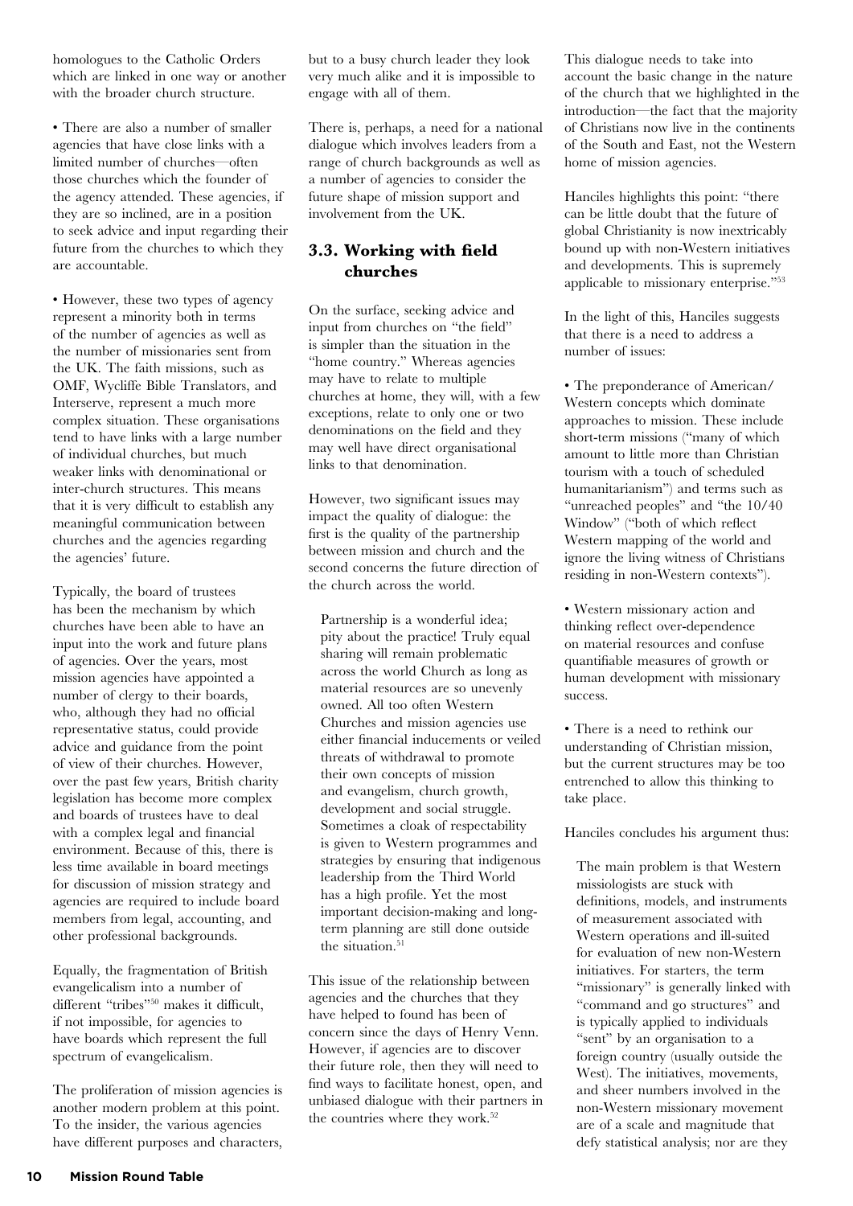homologues to the Catholic Orders which are linked in one way or another with the broader church structure.

- There are also a number of smaller agencies that have close links with a limited number of churches—often those churches which the founder of the agency attended. These agencies, if they are so inclined, are in a position to seek advice and input regarding their future from the churches to which they are accountable.

- However, these two types of agency represent a minority both in terms of the number of agencies as well as the number of missionaries sent from the UK. The faith missions, such as OMF, Wycliffe Bible Translators, and Interserve, represent a much more complex situation. These organisations tend to have links with a large number of individual churches, but much weaker links with denominational or inter-church structures. This means that it is very difficult to establish any meaningful communication between churches and the agencies regarding the agencies' future.

Typically, the board of trustees has been the mechanism by which churches have been able to have an input into the work and future plans of agencies. Over the years, most mission agencies have appointed a number of clergy to their boards, who, although they had no official representative status, could provide advice and guidance from the point of view of their churches. However, over the past few years, British charity legislation has become more complex and boards of trustees have to deal with a complex legal and financial environment. Because of this, there is less time available in board meetings for discussion of mission strategy and agencies are required to include board members from legal, accounting, and other professional backgrounds.

Equally, the fragmentation of British evangelicalism into a number of different "tribes"[50] makes it difficult, if not impossible, for agencies to have boards which represent the full spectrum of evangelicalism.

The proliferation of mission agencies is another modern problem at this point. To the insider, the various agencies have different purposes and characters, but to a busy church leader they look very much alike and it is impossible to engage with all of them.

There is, perhaps, a need for a national dialogue which involves leaders from a range of church backgrounds as well as a number of agencies to consider the future shape of mission support and involvement from the UK.

### 3.3. Working with field churches

On the surface, seeking advice and input from churches on "the field" is simpler than the situation in the "home country." Whereas agencies may have to relate to multiple churches at home, they will, with a few exceptions, relate to only one or two denominations on the field and they may well have direct organisational links to that denomination.

However, two significant issues may impact the quality of dialogue: the first is the quality of the partnership between mission and church and the second concerns the future direction of the church across the world.

> Partnership is a wonderful idea; pity about the practice! Truly equal sharing will remain problematic across the world Church as long as material resources are so unevenly owned. All too often Western Churches and mission agencies use either financial inducements or veiled threats of withdrawal to promote their own concepts of mission and evangelism, church growth, development and social struggle. Sometimes a cloak of respectability is given to Western programmes and strategies by ensuring that indigenous leadership from the Third World has a high profile. Yet the most important decision-making and long-term planning are still done outside the situation.[51]

This issue of the relationship between agencies and the churches that they have helped to found has been of concern since the days of Henry Venn. However, if agencies are to discover their future role, then they will need to find ways to facilitate honest, open, and unbiased dialogue with their partners in the countries where they work.[52]

This dialogue needs to take into account the basic change in the nature of the church that we highlighted in the introduction—the fact that the majority of Christians now live in the continents of the South and East, not the Western home of mission agencies.

Hanciles highlights this point: "there can be little doubt that the future of global Christianity is now inextricably bound up with non-Western initiatives and developments. This is supremely applicable to missionary enterprise."[53]

In the light of this, Hanciles suggests that there is a need to address a number of issues:

- The preponderance of American/Western concepts which dominate approaches to mission. These include short-term missions ("many of which amount to little more than Christian tourism with a touch of scheduled humanitarianism") and terms such as "unreached peoples" and "the 10/40 Window" ("both of which reflect Western mapping of the world and ignore the living witness of Christians residing in non-Western contexts").

- Western missionary action and thinking reflect over-dependence on material resources and confuse quantifiable measures of growth or human development with missionary success.

- There is a need to rethink our understanding of Christian mission, but the current structures may be too entrenched to allow this thinking to take place.

Hanciles concludes his argument thus:

> The main problem is that Western missiologists are stuck with definitions, models, and instruments of measurement associated with Western operations and ill-suited for evaluation of new non-Western initiatives. For starters, the term "missionary" is generally linked with "command and go structures" and is typically applied to individuals "sent" by an organisation to a foreign country (usually outside the West). The initiatives, movements, and sheer numbers involved in the non-Western missionary movement are of a scale and magnitude that defy statistical analysis; nor are they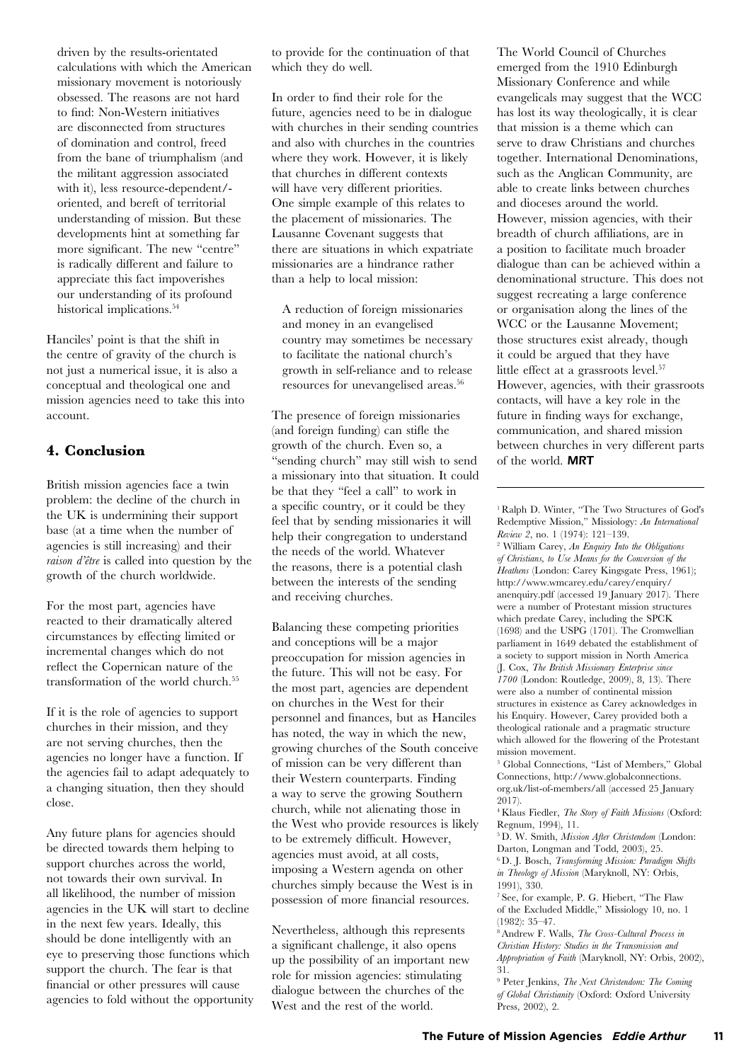driven by the results-orientated calculations with which the American missionary movement is notoriously obsessed. The reasons are not hard to find: Non-Western initiatives are disconnected from structures of domination and control, freed from the bane of triumphalism (and the militant aggression associated with it), less resource-dependent/-oriented, and bereft of territorial understanding of mission. But these developments hint at something far more significant. The new "centre" is radically different and failure to appreciate this fact impoverishes our understanding of its profound historical implications.[54]

Hanciles' point is that the shift in the centre of gravity of the church is not just a numerical issue, it is also a conceptual and theological one and mission agencies need to take this into account.

## 4. Conclusion

British mission agencies face a twin problem: the decline of the church in the UK is undermining their support base (at a time when the number of agencies is still increasing) and their *raison d'être* is called into question by the growth of the church worldwide.

For the most part, agencies have reacted to their dramatically altered circumstances by effecting limited or incremental changes which do not reflect the Copernican nature of the transformation of the world church.[55]

If it is the role of agencies to support churches in their mission, and they are not serving churches, then the agencies no longer have a function. If the agencies fail to adapt adequately to a changing situation, then they should close.

Any future plans for agencies should be directed towards them helping to support churches across the world, not towards their own survival. In all likelihood, the number of mission agencies in the UK will start to decline in the next few years. Ideally, this should be done intelligently with an eye to preserving those functions which support the church. The fear is that financial or other pressures will cause agencies to fold without the opportunity to provide for the continuation of that which they do well.

In order to find their role for the future, agencies need to be in dialogue with churches in their sending countries and also with churches in the countries where they work. However, it is likely that churches in different contexts will have very different priorities. One simple example of this relates to the placement of missionaries. The Lausanne Covenant suggests that there are situations in which expatriate missionaries are a hindrance rather than a help to local mission:

> A reduction of foreign missionaries and money in an evangelised country may sometimes be necessary to facilitate the national church's growth in self-reliance and to release resources for unevangelised areas.[56]

The presence of foreign missionaries (and foreign funding) can stifle the growth of the church. Even so, a "sending church" may still wish to send a missionary into that situation. It could be that they "feel a call" to work in a specific country, or it could be they feel that by sending missionaries it will help their congregation to understand the needs of the world. Whatever the reasons, there is a potential clash between the interests of the sending and receiving churches.

Balancing these competing priorities and conceptions will be a major preoccupation for mission agencies in the future. This will not be easy. For the most part, agencies are dependent on churches in the West for their personnel and finances, but as Hanciles has noted, the way in which the new, growing churches of the South conceive of mission can be very different than their Western counterparts. Finding a way to serve the growing Southern church, while not alienating those in the West who provide resources is likely to be extremely difficult. However, agencies must avoid, at all costs, imposing a Western agenda on other churches simply because the West is in possession of more financial resources.

Nevertheless, although this represents a significant challenge, it also opens up the possibility of an important new role for mission agencies: stimulating dialogue between the churches of the West and the rest of the world.

The World Council of Churches emerged from the 1910 Edinburgh Missionary Conference and while evangelicals may suggest that the WCC has lost its way theologically, it is clear that mission is a theme which can serve to draw Christians and churches together. International Denominations, such as the Anglican Community, are able to create links between churches and dioceses around the world. However, mission agencies, with their breadth of church affiliations, are in a position to facilitate much broader dialogue than can be achieved within a denominational structure. This does not suggest recreating a large conference or organisation along the lines of the WCC or the Lausanne Movement; those structures exist already, though it could be argued that they have little effect at a grassroots level.[57] However, agencies, with their grassroots contacts, will have a key role in the future in finding ways for exchange, communication, and shared mission between churches in very different parts of the world. **MRT**

---

[1] Ralph D. Winter, "The Two Structures of God's Redemptive Mission," Missiology: *An International Review 2*, no. 1 (1974): 121–139.

[2] William Carey, *An Enquiry Into the Obligations of Christians, to Use Means for the Conversion of the Heathens* (London: Carey Kingsgate Press, 1961); http://www.wmcarey.edu/carey/enquiry/anenquiry.pdf (accessed 19 January 2017). There were a number of Protestant mission structures which predate Carey, including the SPCK (1698) and the USPG (1701). The Cromwellian parliament in 1649 debated the establishment of a society to support mission in North America (J. Cox, *The British Missionary Enterprise since 1700* (London: Routledge, 2009), 8, 13). There were also a number of continental mission structures in existence as Carey acknowledges in his Enquiry. However, Carey provided both a theological rationale and a pragmatic structure which allowed for the flowering of the Protestant mission movement.

[3] Global Connections, "List of Members," Global Connections, http://www.globalconnections.org.uk/list-of-members/all (accessed 25 January 2017).

[4] Klaus Fiedler, *The Story of Faith Missions* (Oxford: Regnum, 1994), 11.

[5] D. W. Smith, *Mission After Christendom* (London: Darton, Longman and Todd, 2003), 25.

[6] D. J. Bosch, *Transforming Mission: Paradigm Shifts in Theology of Mission* (Maryknoll, NY: Orbis, 1991), 330.

[7] See, for example, P. G. Hiebert, "The Flaw of the Excluded Middle," Missiology 10, no. 1 (1982): 35–47.

[8] Andrew F. Walls, *The Cross-Cultural Process in Christian History: Studies in the Transmission and Appropriation of Faith* (Maryknoll, NY: Orbis, 2002), 31.

[9] Peter Jenkins, *The Next Christendom: The Coming of Global Christianity* (Oxford: Oxford University Press, 2002), 2.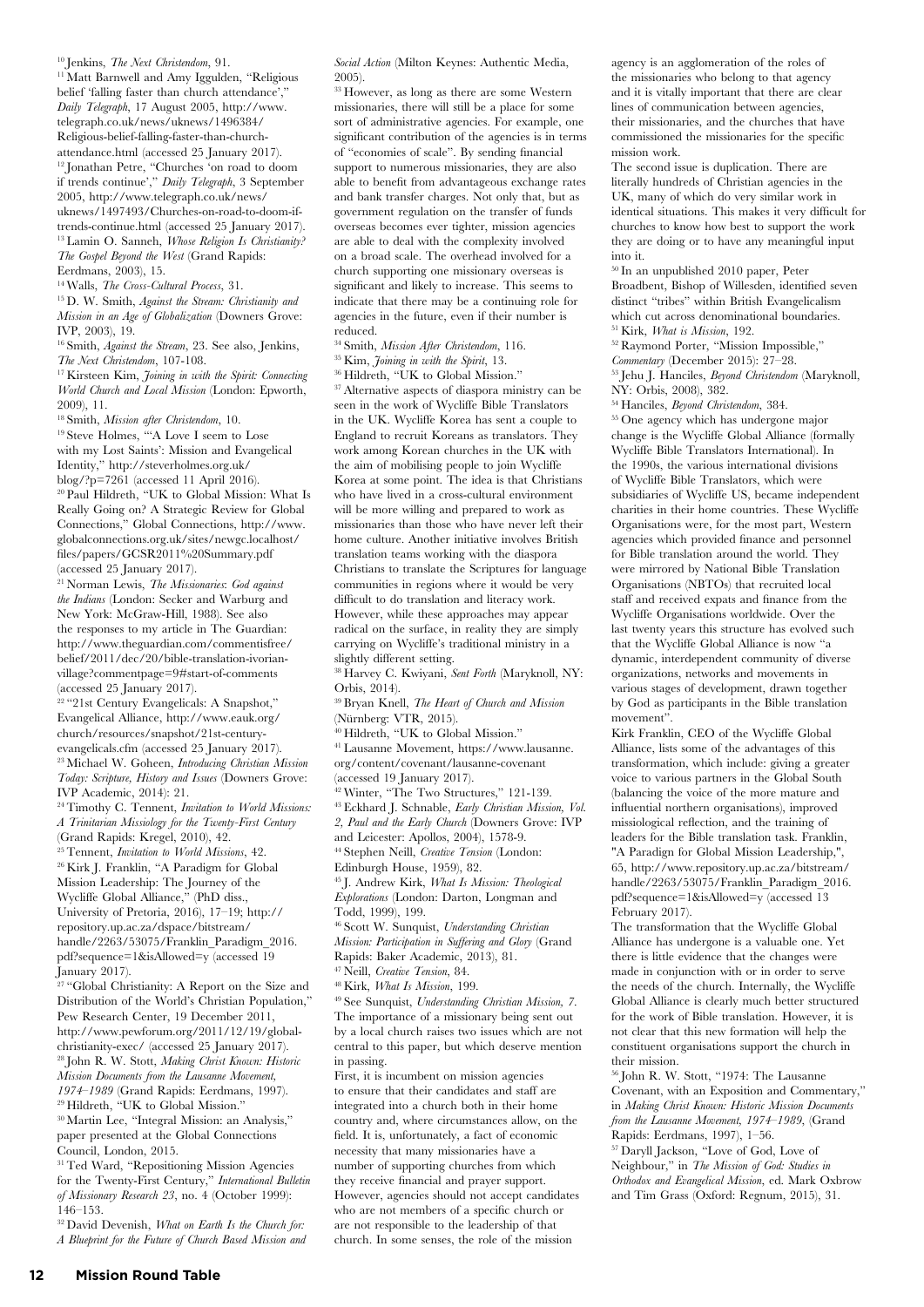[10] Jenkins, *The Next Christendom*, 91.

[11] Matt Barnwell and Amy Iggulden, "Religious belief 'falling faster than church attendance'," *Daily Telegraph*, 17 August 2005, http://www.telegraph.co.uk/news/uknews/1496384/Religious-belief-falling-faster-than-church-attendance.html (accessed 25 January 2017).

[12] Jonathan Petre, "Churches 'on road to doom if trends continue'," *Daily Telegraph*, 3 September 2005, http://www.telegraph.co.uk/news/uknews/1497493/Churches-on-road-to-doom-if-trends-continue.html (accessed 25 January 2017).

[13] Lamin O. Sanneh, *Whose Religion Is Christianity? The Gospel Beyond the West* (Grand Rapids: Eerdmans, 2003), 15.

[14] Walls, *The Cross-Cultural Process*, 31.

[15] D. W. Smith, *Against the Stream: Christianity and Mission in an Age of Globalization* (Downers Grove: IVP, 2003), 19.

[16] Smith, *Against the Stream*, 23. See also, Jenkins, *The Next Christendom*, 107-108.

[17] Kirsteen Kim, *Joining in with the Spirit: Connecting World Church and Local Mission* (London: Epworth, 2009), 11.

[18] Smith, *Mission after Christendom*, 10.

[19] Steve Holmes, "'A Love I seem to Lose with my Lost Saints': Mission and Evangelical Identity," http://steverholmes.org.uk/blog/?p=7261 (accessed 11 April 2016).

[20] Paul Hildreth, "UK to Global Mission: What Is Really Going On? A Strategic Review for Global Connections," Global Connections, http://www.globalconnections.org.uk/sites/newgc.localhost/files/papers/GCSR2011%20Summary.pdf (accessed 25 January 2017).

[21] Norman Lewis, *The Missionaries: God against the Indians* (London: Secker and Warburg and New York: McGraw-Hill, 1988). See also the responses to my article in The Guardian: http://www.theguardian.com/commentisfree/belief/2011/dec/20/bible-translation-ivorian-village?commentpage=9#start-of-comments (accessed 25 January 2017).

[22] "21st Century Evangelicals: A Snapshot," Evangelical Alliance, http://www.eauk.org/church/resources/snapshot/21st-century-evangelicals.cfm (accessed 25 January 2017).

[23] Michael W. Goheen, *Introducing Christian Mission Today: Scripture, History and Issues* (Downers Grove: IVP Academic, 2014): 21.

[24] Timothy C. Tennent, *Invitation to World Missions: A Trinitarian Missiology for the Twenty-First Century* (Grand Rapids: Kregel, 2010), 42.

[25] Tennent, *Invitation to World Missions*, 42.

[26] Kirk J. Franklin, "A Paradigm for Global Mission Leadership: The Journey of the Wycliffe Global Alliance," (PhD diss., University of Pretoria, 2016), 17–19; http://repository.up.ac.za/dspace/bitstream/handle/2263/53075/Franklin_Paradigm_2016.pdf?sequence=1&isAllowed=y (accessed 19 January 2017).

[27] "Global Christianity: A Report on the Size and Distribution of the World's Christian Population," Pew Research Center, 19 December 2011, http://www.pewforum.org/2011/12/19/global-christianity-exec/ (accessed 25 January 2017).

[28] John R. W. Stott, *Making Christ Known: Historic Mission Documents from the Lausanne Movement, 1974–1989* (Grand Rapids: Eerdmans, 1997).

[29] Hildreth, "UK to Global Mission."

[30] Martin Lee, "Integral Mission: an Analysis," paper presented at the Global Connections Council, London, 2015.

[31] Ted Ward, "Repositioning Mission Agencies for the Twenty-First Century," *International Bulletin of Missionary Research 23*, no. 4 (October 1999): 146–153.

[32] David Devenish, *What on Earth Is the Church for: A Blueprint for the Future of Church Based Mission and Social Action* (Milton Keynes: Authentic Media, 2005).

[33] However, as long as there are some Western missionaries, there will still be a place for some sort of administrative agencies. For example, one significant contribution of the agencies is in terms of "economies of scale". By sending financial support to numerous missionaries, they are also able to benefit from advantageous exchange rates and bank transfer charges. Not only that, but as government regulation on the transfer of funds overseas becomes ever tighter, mission agencies are able to deal with the complexity involved on a broad scale. The overhead involved for a church supporting one missionary overseas is significant and likely to increase. This seems to indicate that there may be a continuing role for agencies in the future, even if their number is reduced.

[34] Smith, *Mission After Christendom*, 116.

[35] Kim, *Joining in with the Spirit*, 13.

[36] Hildreth, "UK to Global Mission."

[37] Alternative aspects of diaspora ministry can be seen in the work of Wycliffe Bible Translators in the UK. Wycliffe Korea has sent a couple to England to recruit Koreans as translators. They work among Korean churches in the UK with the aim of mobilising people to join Wycliffe Korea at some point. The idea is that Christians who have lived in a cross-cultural environment will be more willing and prepared to work as missionaries than those who have never left their home culture. Another initiative involves British translation teams working with the diaspora Christians to translate the Scriptures for language communities in regions where it would be very difficult to do translation and literacy work. However, while these approaches may appear radical on the surface, in reality they are simply carrying on Wycliffe's traditional ministry in a slightly different setting.

[38] Harvey C. Kwiyani, *Sent Forth* (Maryknoll, NY: Orbis, 2014).

[39] Bryan Knell, *The Heart of Church and Mission* (Nürnberg: VTR, 2015).

[40] Hildreth, "UK to Global Mission."

[41] Lausanne Movement, https://www.lausanne.org/content/covenant/lausanne-covenant (accessed 19 January 2017).

[42] Winter, "The Two Structures," 121-139.

[43] Eckhard J. Schnable, *Early Christian Mission, Vol. 2, Paul and the Early Church* (Downers Grove: IVP and Leicester: Apollos, 2004), 1578-9.

[44] Stephen Neill, *Creative Tension* (London: Edinburgh House, 1959), 82.

[45] J. Andrew Kirk, *What Is Mission: Theological Explorations* (London: Darton, Longman and Todd, 1999), 199.

[46] Scott W. Sunquist, *Understanding Christian Mission: Participation in Suffering and Glory* (Grand Rapids: Baker Academic, 2013), 81.

[47] Neill, *Creative Tension*, 84.

[48] Kirk, *What Is Mission*, 199.

[49] See Sunquist, *Understanding Christian Mission*, 7. The importance of a missionary being sent out by a local church raises two issues which are not central to this paper, but which deserve mention in passing.

First, it is incumbent on mission agencies to ensure that their candidates and staff are integrated into a church both in their home country and, where circumstances allow, on the field. It is, unfortunately, a fact of economic necessity that many missionaries have a number of supporting churches from which they receive financial and prayer support. However, agencies should not accept candidates who are not members of a specific church or are not responsible to the leadership of that church. In some senses, the role of the mission agency is an agglomeration of the roles of the missionaries who belong to that agency and it is vitally important that there are clear lines of communication between agencies, their missionaries, and the churches that have commissioned the missionaries for the specific mission work.

The second issue is duplication. There are literally hundreds of Christian agencies in the UK, many of which do very similar work in identical situations. This makes it very difficult for churches to know how best to support the work they are doing or to have any meaningful input into it.

[50] In an unpublished 2010 paper, Peter Broadbent, Bishop of Willesden, identified seven distinct "tribes" within British Evangelicalism which cut across denominational boundaries.

[51] Kirk, *What is Mission*, 192.

[52] Raymond Porter, "Mission Impossible," *Commentary* (December 2015): 27–28.

[53] Jehu J. Hanciles, *Beyond Christendom* (Maryknoll, NY: Orbis, 2008), 382.

[54] Hanciles, *Beyond Christendom*, 384.

[55] One agency which has undergone major change is the Wycliffe Global Alliance (formally Wycliffe Bible Translators International). In the 1990s, the various international divisions of Wycliffe Bible Translators, which were subsidiaries of Wycliffe US, became independent charities in their home countries. These Wycliffe Organisations were, for the most part, Western agencies which provided finance and personnel for Bible translation around the world. They were mirrored by National Bible Translation Organisations (NBTOs) that recruited local staff and received expats and finance from the Wycliffe Organisations worldwide. Over the last twenty years this structure has evolved such that the Wycliffe Global Alliance is now "a dynamic, interdependent community of diverse organizations, networks and movements in various stages of development, drawn together by God as participants in the Bible translation movement".

Kirk Franklin, CEO of the Wycliffe Global Alliance, lists some of the advantages of this transformation, which include: giving a greater voice to various partners in the Global South (balancing the voice of the more mature and influential northern organisations), improved missiological reflection, and the training of leaders for the Bible translation task. Franklin, "A Paradigm for Global Mission Leadership,", 65, http://www.repository.up.ac.za/bitstream/handle/2263/53075/Franklin_Paradigm_2016.pdf?sequence=1&isAllowed=y (accessed 13 February 2017).

The transformation that the Wycliffe Global Alliance has undergone is a valuable one. Yet there is little evidence that the changes were made in conjunction with or in order to serve the needs of the church. Internally, the Wycliffe Global Alliance is clearly much better structured for the work of Bible translation. However, it is not clear that this new formation will help the constituent organisations support the church in their mission.

[56] John R. W. Stott, "1974: The Lausanne Covenant, with an Exposition and Commentary," in *Making Christ Known: Historic Mission Documents from the Lausanne Movement, 1974–1989*, (Grand Rapids: Eerdmans, 1997), 1–56.

[57] Daryll Jackson, "Love of God, Love of Neighbour," in *The Mission of God: Studies in Orthodox and Evangelical Mission*, ed. Mark Oxbrow and Tim Grass (Oxford: Regnum, 2015), 31.